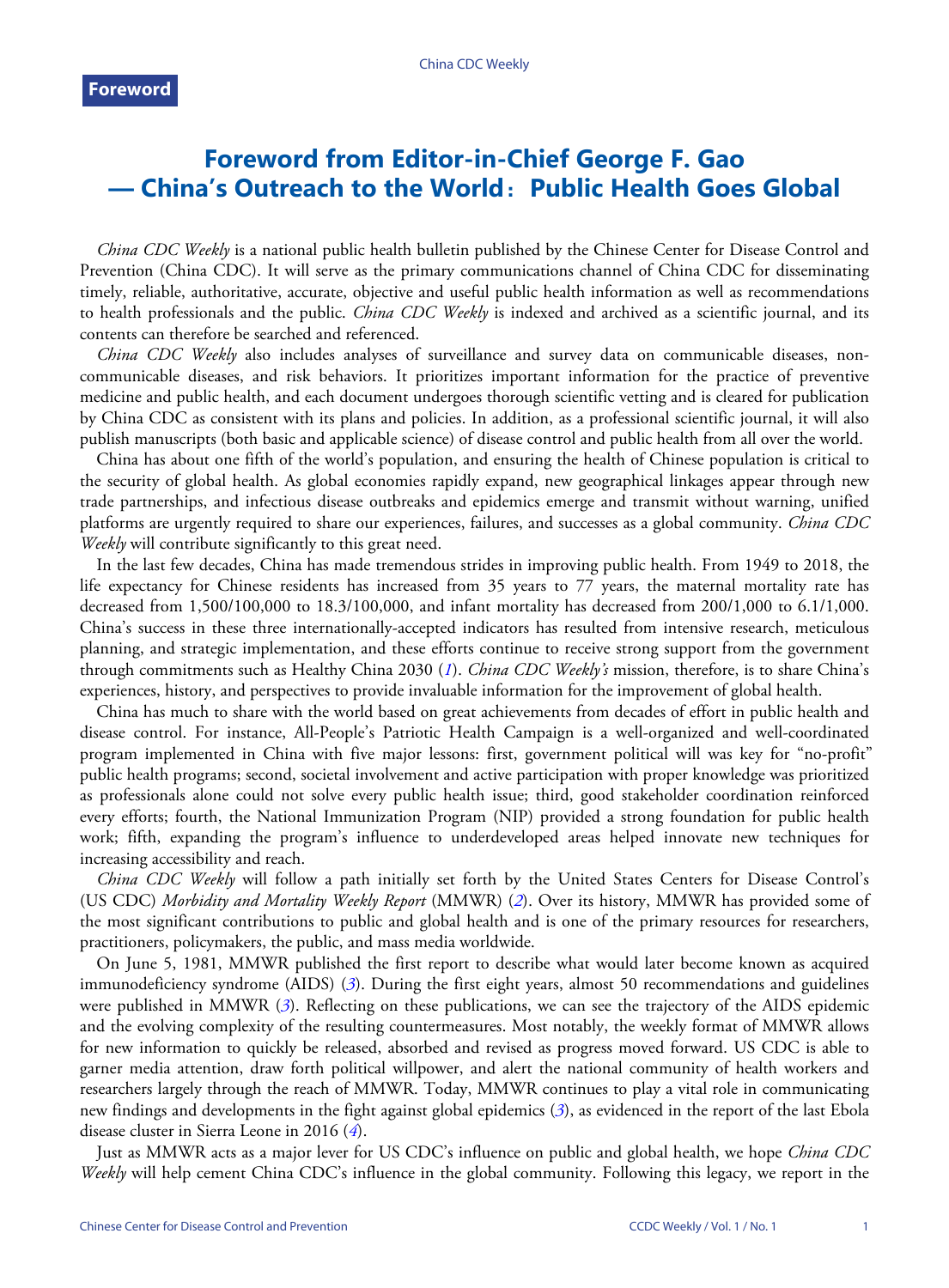**Foreword**

# Foreword from Editor-in-Chief George F. Gao — China's Outreach to the World：Public Health Goes Global

*China CDC Weekly* is a national public health bulletin published by the Chinese Center for Disease Control and Prevention (China CDC). It will serve as the primary communications channel of China CDC for disseminating timely, reliable, authoritative, accurate, objective and useful public health information as well as recommendations to health professionals and the public. *China CDC Weekly* is indexed and archived as a scientific journal, and its contents can therefore be searched and referenced.

*China CDC Weekly* also includes analyses of surveillance and survey data on communicable diseases, non-communicable diseases, and risk behaviors. It prioritizes important information for the practice of preventive medicine and public health, and each document undergoes thorough scientific vetting and is cleared for publication by China CDC as consistent with its plans and policies. In addition, as a professional scientific journal, it will also publish manuscripts (both basic and applicable science) of disease control and public health from all over the world.

China has about one fifth of the world's population, and ensuring the health of Chinese population is critical to the security of global health. As global economies rapidly expand, new geographical linkages appear through new trade partnerships, and infectious disease outbreaks and epidemics emerge and transmit without warning, unified platforms are urgently required to share our experiences, failures, and successes as a global community. *China CDC Weekly* will contribute significantly to this great need.

In the last few decades, China has made tremendous strides in improving public health. From 1949 to 2018, the life expectancy for Chinese residents has increased from 35 years to 77 years, the maternal mortality rate has decreased from 1,500/100,000 to 18.3/100,000, and infant mortality has decreased from 200/1,000 to 6.1/1,000. China's success in these three internationally-accepted indicators has resulted from intensive research, meticulous planning, and strategic implementation, and these efforts continue to receive strong support from the government through commitments such as Healthy China 2030 (*1*). *China CDC Weekly's* mission, therefore, is to share China's experiences, history, and perspectives to provide invaluable information for the improvement of global health.

China has much to share with the world based on great achievements from decades of effort in public health and disease control. For instance, All-People's Patriotic Health Campaign is a well-organized and well-coordinated program implemented in China with five major lessons: first, government political will was key for "no-profit" public health programs; second, societal involvement and active participation with proper knowledge was prioritized as professionals alone could not solve every public health issue; third, good stakeholder coordination reinforced every efforts; fourth, the National Immunization Program (NIP) provided a strong foundation for public health work; fifth, expanding the program's influence to underdeveloped areas helped innovate new techniques for increasing accessibility and reach.

*China CDC Weekly* will follow a path initially set forth by the United States Centers for Disease Control's (US CDC) *Morbidity and Mortality Weekly Report* (MMWR) (*2*). Over its history, MMWR has provided some of the most significant contributions to public and global health and is one of the primary resources for researchers, practitioners, policymakers, the public, and mass media worldwide.

On June 5, 1981, MMWR published the first report to describe what would later become known as acquired immunodeficiency syndrome (AIDS) (*3*). During the first eight years, almost 50 recommendations and guidelines were published in MMWR (*3*). Reflecting on these publications, we can see the trajectory of the AIDS epidemic and the evolving complexity of the resulting countermeasures. Most notably, the weekly format of MMWR allows for new information to quickly be released, absorbed and revised as progress moved forward. US CDC is able to garner media attention, draw forth political willpower, and alert the national community of health workers and researchers largely through the reach of MMWR. Today, MMWR continues to play a vital role in communicating new findings and developments in the fight against global epidemics (*3*), as evidenced in the report of the last Ebola disease cluster in Sierra Leone in 2016 (*4*).

Just as MMWR acts as a major lever for US CDC's influence on public and global health, we hope *China CDC Weekly* will help cement China CDC's influence in the global community. Following this legacy, we report in the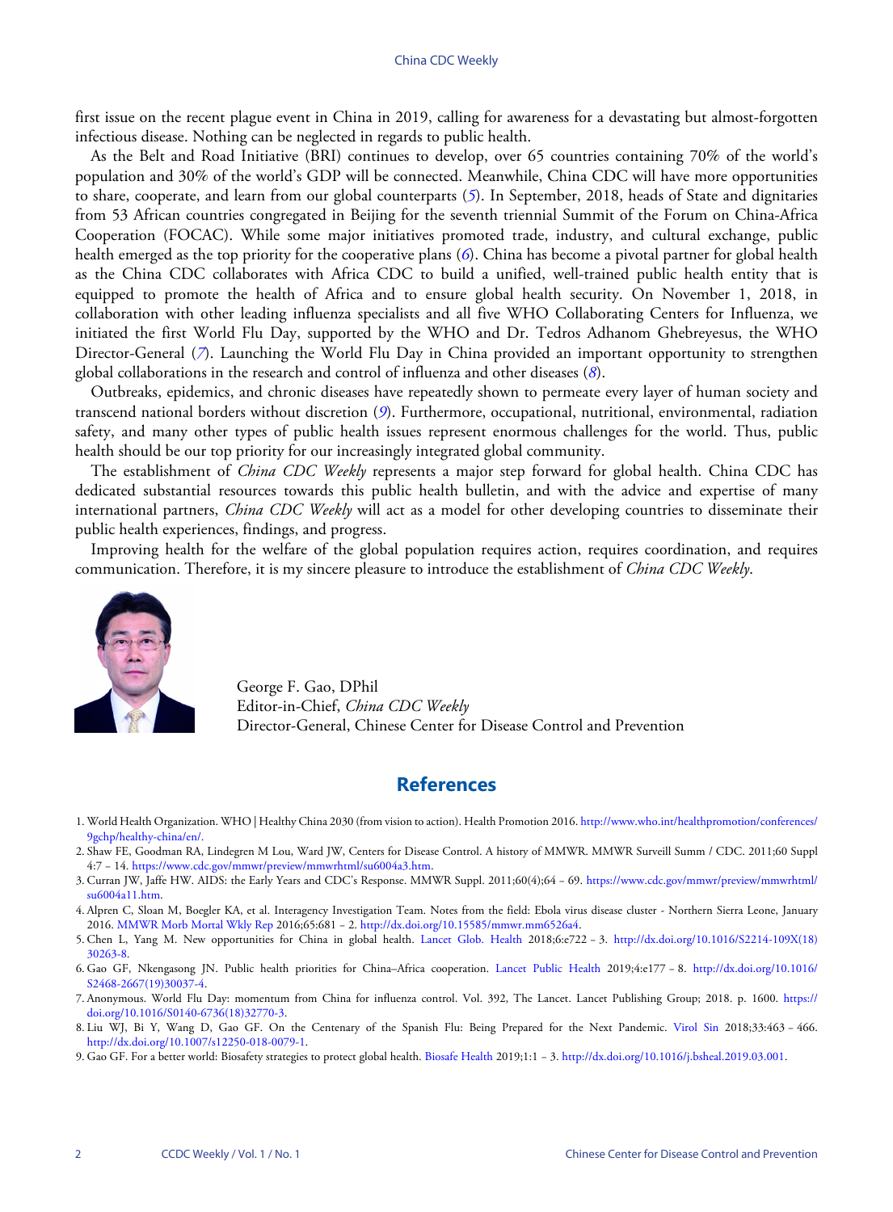first issue on the recent plague event in China in 2019, calling for awareness for a devastating but almost-forgotten infectious disease. Nothing can be neglected in regards to public health.

As the Belt and Road Initiative (BRI) continues to develop, over 65 countries containing 70% of the world's population and 30% of the world's GDP will be connected. Meanwhile, China CDC will have more opportunities to share, cooperate, and learn from our global counterparts (*5*). In September, 2018, heads of State and dignitaries from 53 African countries congregated in Beijing for the seventh triennial Summit of the Forum on China-Africa Cooperation (FOCAC). While some major initiatives promoted trade, industry, and cultural exchange, public health emerged as the top priority for the cooperative plans (*6*). China has become a pivotal partner for global health as the China CDC collaborates with Africa CDC to build a unified, well-trained public health entity that is equipped to promote the health of Africa and to ensure global health security. On November 1, 2018, in collaboration with other leading influenza specialists and all five WHO Collaborating Centers for Influenza, we initiated the first World Flu Day, supported by the WHO and Dr. Tedros Adhanom Ghebreyesus, the WHO Director-General (*7*). Launching the World Flu Day in China provided an important opportunity to strengthen global collaborations in the research and control of influenza and other diseases (*8*).

Outbreaks, epidemics, and chronic diseases have repeatedly shown to permeate every layer of human society and transcend national borders without discretion (*9*). Furthermore, occupational, nutritional, environmental, radiation safety, and many other types of public health issues represent enormous challenges for the world. Thus, public health should be our top priority for our increasingly integrated global community.

The establishment of *China CDC Weekly* represents a major step forward for global health. China CDC has dedicated substantial resources towards this public health bulletin, and with the advice and expertise of many international partners, *China CDC Weekly* will act as a model for other developing countries to disseminate their public health experiences, findings, and progress.

Improving health for the welfare of the global population requires action, requires coordination, and requires communication. Therefore, it is my sincere pleasure to introduce the establishment of *China CDC Weekly*.

George F. Gao, DPhil
Editor-in-Chief, *China CDC Weekly*
Director-General, Chinese Center for Disease Control and Prevention

## References

1. World Health Organization. WHO | Healthy China 2030 (from vision to action). Health Promotion 2016. http://www.who.int/healthpromotion/conferences/9gchp/healthy-china/en/.
2. Shaw FE, Goodman RA, Lindegren M Lou, Ward JW, Centers for Disease Control. A history of MMWR. MMWR Surveill Summ / CDC. 2011;60 Suppl 4:7 – 14. https://www.cdc.gov/mmwr/preview/mmwrhtml/su6004a3.htm.
3. Curran JW, Jaffe HW. AIDS: the Early Years and CDC's Response. MMWR Suppl. 2011;60(4);64 – 69. https://www.cdc.gov/mmwr/preview/mmwrhtml/su6004a11.htm.
4. Alpren C, Sloan M, Boegler KA, et al. Interagency Investigation Team. Notes from the field: Ebola virus disease cluster - Northern Sierra Leone, January 2016. MMWR Morb Mortal Wkly Rep 2016;65:681 – 2. http://dx.doi.org/10.15585/mmwr.mm6526a4.
5. Chen L, Yang M. New opportunities for China in global health. Lancet Glob. Health 2018;6:e722 – 3. http://dx.doi.org/10.1016/S2214-109X(18)30263-8.
6. Gao GF, Nkengasong JN. Public health priorities for China–Africa cooperation. Lancet Public Health 2019;4:e177 – 8. http://dx.doi.org/10.1016/S2468-2667(19)30037-4.
7. Anonymous. World Flu Day: momentum from China for influenza control. Vol. 392, The Lancet. Lancet Publishing Group; 2018. p. 1600. https://doi.org/10.1016/S0140-6736(18)32770-3.
8. Liu WJ, Bi Y, Wang D, Gao GF. On the Centenary of the Spanish Flu: Being Prepared for the Next Pandemic. Virol Sin 2018;33:463 – 466. http://dx.doi.org/10.1007/s12250-018-0079-1.
9. Gao GF. For a better world: Biosafety strategies to protect global health. Biosafe Health 2019;1:1 – 3. http://dx.doi.org/10.1016/j.bsheal.2019.03.001.